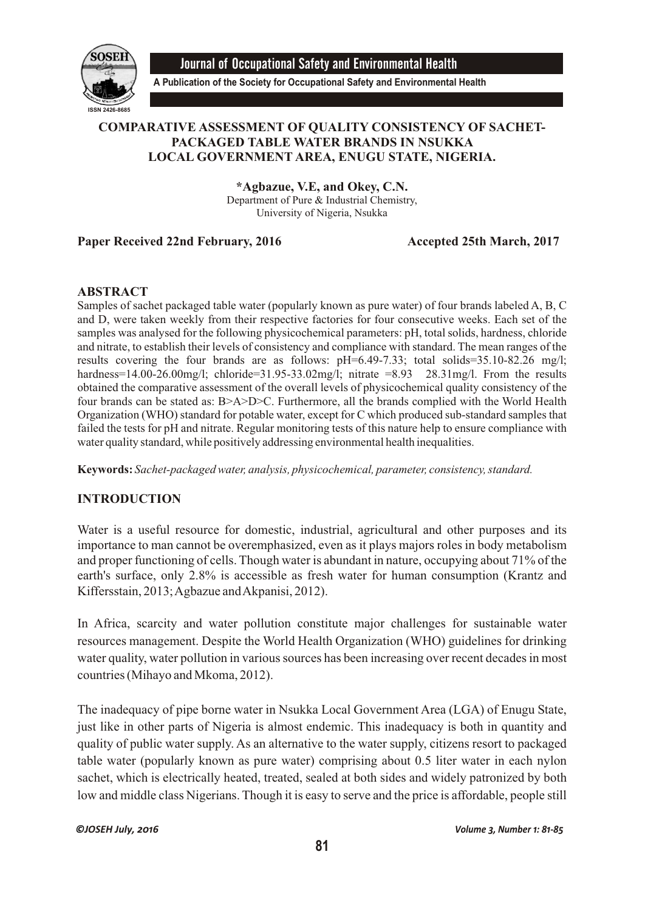# COMPARATIVE ASSESSMENT OF QUALITY CONSISTENCY OF SACHET-PACKAGED TABLE WATER BRANDS IN NSUKKA LOCAL GOVERNMENT AREA, ENUGU STATE, NIGERIA.

**\*Agbazue, V.E, and Okey, C.N.**

Department of Pure & Industrial Chemistry,
University of Nigeria, Nsukka

**Paper Received 22nd February, 2016 Accepted 25th March, 2017**

## ABSTRACT

Samples of sachet packaged table water (popularly known as pure water) of four brands labeled A, B, C and D, were taken weekly from their respective factories for four consecutive weeks. Each set of the samples was analysed for the following physicochemical parameters: pH, total solids, hardness, chloride and nitrate, to establish their levels of consistency and compliance with standard. The mean ranges of the results covering the four brands are as follows: pH=6.49-7.33; total solids=35.10-82.26 mg/l; hardness=14.00-26.00mg/l; chloride=31.95-33.02mg/l; nitrate =8.93 28.31mg/l. From the results obtained the comparative assessment of the overall levels of physicochemical quality consistency of the four brands can be stated as: B>A>D>C. Furthermore, all the brands complied with the World Health Organization (WHO) standard for potable water, except for C which produced sub-standard samples that failed the tests for pH and nitrate. Regular monitoring tests of this nature help to ensure compliance with water quality standard, while positively addressing environmental health inequalities.

**Keywords:** *Sachet-packaged water, analysis, physicochemical, parameter, consistency, standard.*

## INTRODUCTION

Water is a useful resource for domestic, industrial, agricultural and other purposes and its importance to man cannot be overemphasized, even as it plays majors roles in body metabolism and proper functioning of cells. Though water is abundant in nature, occupying about 71% of the earth's surface, only 2.8% is accessible as fresh water for human consumption (Krantz and Kiffersstain, 2013; Agbazue and Akpanisi, 2012).

In Africa, scarcity and water pollution constitute major challenges for sustainable water resources management. Despite the World Health Organization (WHO) guidelines for drinking water quality, water pollution in various sources has been increasing over recent decades in most countries (Mihayo and Mkoma, 2012).

The inadequacy of pipe borne water in Nsukka Local Government Area (LGA) of Enugu State, just like in other parts of Nigeria is almost endemic. This inadequacy is both in quantity and quality of public water supply. As an alternative to the water supply, citizens resort to packaged table water (popularly known as pure water) comprising about 0.5 liter water in each nylon sachet, which is electrically heated, treated, sealed at both sides and widely patronized by both low and middle class Nigerians. Though it is easy to serve and the price is affordable, people still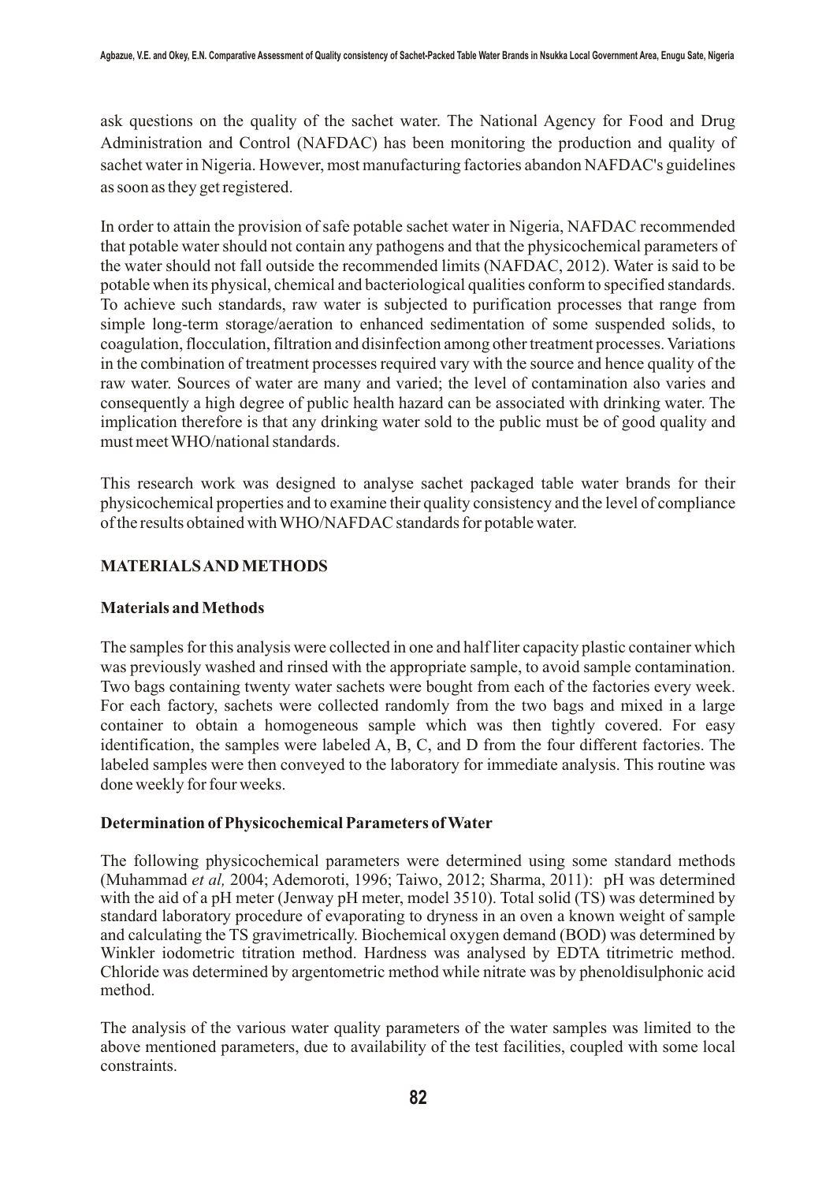ask questions on the quality of the sachet water. The National Agency for Food and Drug Administration and Control (NAFDAC) has been monitoring the production and quality of sachet water in Nigeria. However, most manufacturing factories abandon NAFDAC's guidelines as soon as they get registered.

In order to attain the provision of safe potable sachet water in Nigeria, NAFDAC recommended that potable water should not contain any pathogens and that the physicochemical parameters of the water should not fall outside the recommended limits (NAFDAC, 2012). Water is said to be potable when its physical, chemical and bacteriological qualities conform to specified standards. To achieve such standards, raw water is subjected to purification processes that range from simple long-term storage/aeration to enhanced sedimentation of some suspended solids, to coagulation, flocculation, filtration and disinfection among other treatment processes. Variations in the combination of treatment processes required vary with the source and hence quality of the raw water. Sources of water are many and varied; the level of contamination also varies and consequently a high degree of public health hazard can be associated with drinking water. The implication therefore is that any drinking water sold to the public must be of good quality and must meet WHO/national standards.

This research work was designed to analyse sachet packaged table water brands for their physicochemical properties and to examine their quality consistency and the level of compliance of the results obtained with WHO/NAFDAC standards for potable water.

## MATERIALS AND METHODS

### Materials and Methods

The samples for this analysis were collected in one and half liter capacity plastic container which was previously washed and rinsed with the appropriate sample, to avoid sample contamination. Two bags containing twenty water sachets were bought from each of the factories every week. For each factory, sachets were collected randomly from the two bags and mixed in a large container to obtain a homogeneous sample which was then tightly covered. For easy identification, the samples were labeled A, B, C, and D from the four different factories. The labeled samples were then conveyed to the laboratory for immediate analysis. This routine was done weekly for four weeks.

### Determination of Physicochemical Parameters of Water

The following physicochemical parameters were determined using some standard methods (Muhammad *et al,* 2004; Ademoroti, 1996; Taiwo, 2012; Sharma, 2011): pH was determined with the aid of a pH meter (Jenway pH meter, model 3510). Total solid (TS) was determined by standard laboratory procedure of evaporating to dryness in an oven a known weight of sample and calculating the TS gravimetrically. Biochemical oxygen demand (BOD) was determined by Winkler iodometric titration method. Hardness was analysed by EDTA titrimetric method. Chloride was determined by argentometric method while nitrate was by phenoldisulphonic acid method.

The analysis of the various water quality parameters of the water samples was limited to the above mentioned parameters, due to availability of the test facilities, coupled with some local constraints.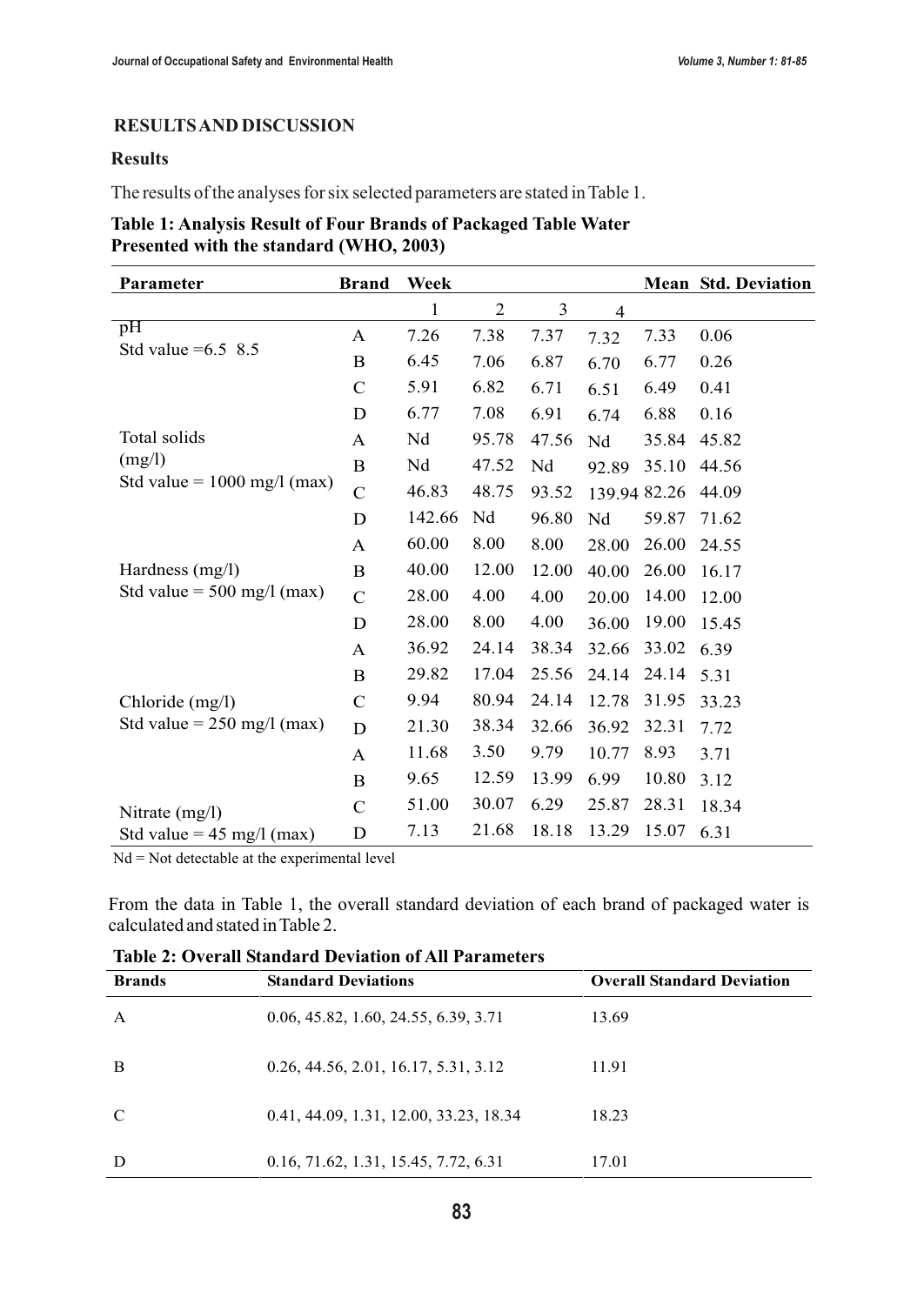## RESULTS AND DISCUSSION

### Results

The results of the analyses for six selected parameters are stated in Table 1.

**Table 1: Analysis Result of Four Brands of Packaged Table Water Presented with the standard (WHO, 2003)**

| Parameter | Brand | Week | | | | Mean | Std. Deviation |
|---|---|---|---|---|---|---|---|
| | | 1 | 2 | 3 | 4 | | |
| pH Std value =6.5 8.5 | A | 7.26 | 7.38 | 7.37 | 7.32 | 7.33 | 0.06 |
| | B | 6.45 | 7.06 | 6.87 | 6.70 | 6.77 | 0.26 |
| | C | 5.91 | 6.82 | 6.71 | 6.51 | 6.49 | 0.41 |
| | D | 6.77 | 7.08 | 6.91 | 6.74 | 6.88 | 0.16 |
| Total solids (mg/l) Std value = 1000 mg/l (max) | A | Nd | 95.78 | 47.56 | Nd | 35.84 | 45.82 |
| | B | Nd | 47.52 | Nd | 92.89 | 35.10 | 44.56 |
| | C | 46.83 | 48.75 | 93.52 | 139.94 | 82.26 | 44.09 |
| | D | 142.66 | Nd | 96.80 | Nd | 59.87 | 71.62 |
| Hardness (mg/l) Std value = 500 mg/l (max) | A | 60.00 | 8.00 | 8.00 | 28.00 | 26.00 | 24.55 |
| | B | 40.00 | 12.00 | 12.00 | 40.00 | 26.00 | 16.17 |
| | C | 28.00 | 4.00 | 4.00 | 20.00 | 14.00 | 12.00 |
| | D | 28.00 | 8.00 | 4.00 | 36.00 | 19.00 | 15.45 |
| Chloride (mg/l) Std value = 250 mg/l (max) | A | 36.92 | 24.14 | 38.34 | 32.66 | 33.02 | 6.39 |
| | B | 29.82 | 17.04 | 25.56 | 24.14 | 24.14 | 5.31 |
| | C | 9.94 | 80.94 | 24.14 | 12.78 | 31.95 | 33.23 |
| | D | 21.30 | 38.34 | 32.66 | 36.92 | 32.31 | 7.72 |
| Nitrate (mg/l) Std value = 45 mg/l (max) | A | 11.68 | 3.50 | 9.79 | 10.77 | 8.93 | 3.71 |
| | B | 9.65 | 12.59 | 13.99 | 6.99 | 10.80 | 3.12 |
| | C | 51.00 | 30.07 | 6.29 | 25.87 | 28.31 | 18.34 |
| | D | 7.13 | 21.68 | 18.18 | 13.29 | 15.07 | 6.31 |

Nd = Not detectable at the experimental level

From the data in Table 1, the overall standard deviation of each brand of packaged water is calculated and stated in Table 2.

**Table 2: Overall Standard Deviation of All Parameters**

| Brands | Standard Deviations | Overall Standard Deviation |
|---|---|---|
| A | 0.06, 45.82, 1.60, 24.55, 6.39, 3.71 | 13.69 |
| B | 0.26, 44.56, 2.01, 16.17, 5.31, 3.12 | 11.91 |
| C | 0.41, 44.09, 1.31, 12.00, 33.23, 18.34 | 18.23 |
| D | 0.16, 71.62, 1.31, 15.45, 7.72, 6.31 | 17.01 |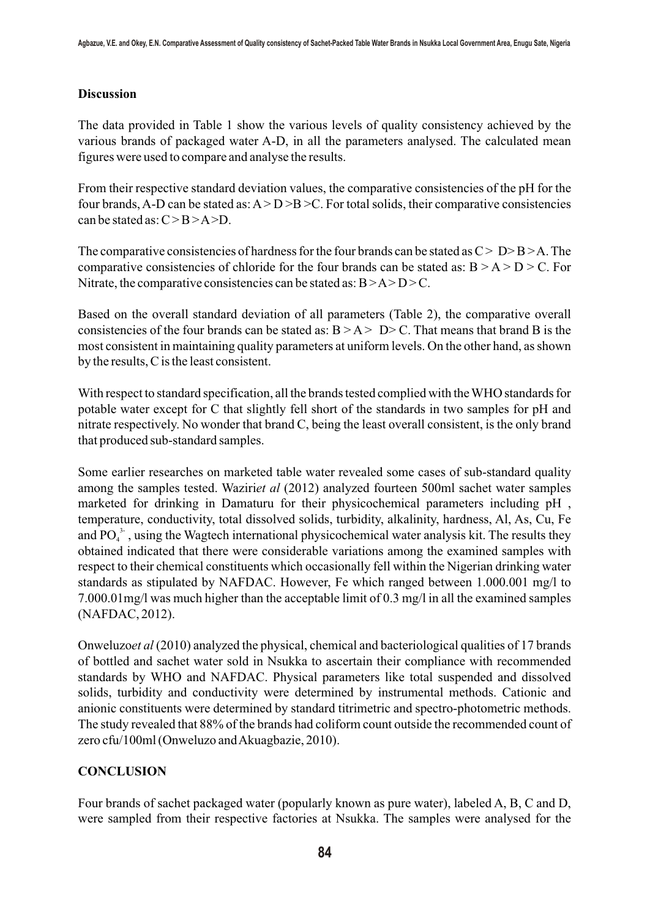### Discussion

The data provided in Table 1 show the various levels of quality consistency achieved by the various brands of packaged water A-D, in all the parameters analysed. The calculated mean figures were used to compare and analyse the results.

From their respective standard deviation values, the comparative consistencies of the pH for the four brands, A-D can be stated as: A > D >B >C. For total solids, their comparative consistencies can be stated as: C > B > A>D.

The comparative consistencies of hardness for the four brands can be stated as C > D> B > A. The comparative consistencies of chloride for the four brands can be stated as: B > A > D > C. For Nitrate, the comparative consistencies can be stated as: B > A> D > C.

Based on the overall standard deviation of all parameters (Table 2), the comparative overall consistencies of the four brands can be stated as: B > A > D> C. That means that brand B is the most consistent in maintaining quality parameters at uniform levels. On the other hand, as shown by the results, C is the least consistent.

With respect to standard specification, all the brands tested complied with the WHO standards for potable water except for C that slightly fell short of the standards in two samples for pH and nitrate respectively. No wonder that brand C, being the least overall consistent, is the only brand that produced sub-standard samples.

Some earlier researches on marketed table water revealed some cases of sub-standard quality among the samples tested. Waziri*et al* (2012) analyzed fourteen 500ml sachet water samples marketed for drinking in Damaturu for their physicochemical parameters including pH , temperature, conductivity, total dissolved solids, turbidity, alkalinity, hardness, Al, As, Cu, Fe and $PO_4^{3-}$ , using the Wagtech international physicochemical water analysis kit. The results they obtained indicated that there were considerable variations among the examined samples with respect to their chemical constituents which occasionally fell within the Nigerian drinking water standards as stipulated by NAFDAC. However, Fe which ranged between 1.000.001 mg/l to 7.000.01mg/l was much higher than the acceptable limit of 0.3 mg/l in all the examined samples (NAFDAC, 2012).

Onweluzo*et al* (2010) analyzed the physical, chemical and bacteriological qualities of 17 brands of bottled and sachet water sold in Nsukka to ascertain their compliance with recommended standards by WHO and NAFDAC. Physical parameters like total suspended and dissolved solids, turbidity and conductivity were determined by instrumental methods. Cationic and anionic constituents were determined by standard titrimetric and spectro-photometric methods. The study revealed that 88% of the brands had coliform count outside the recommended count of zero cfu/100ml (Onweluzo and Akuagbazie, 2010).

### CONCLUSION

Four brands of sachet packaged water (popularly known as pure water), labeled A, B, C and D, were sampled from their respective factories at Nsukka. The samples were analysed for the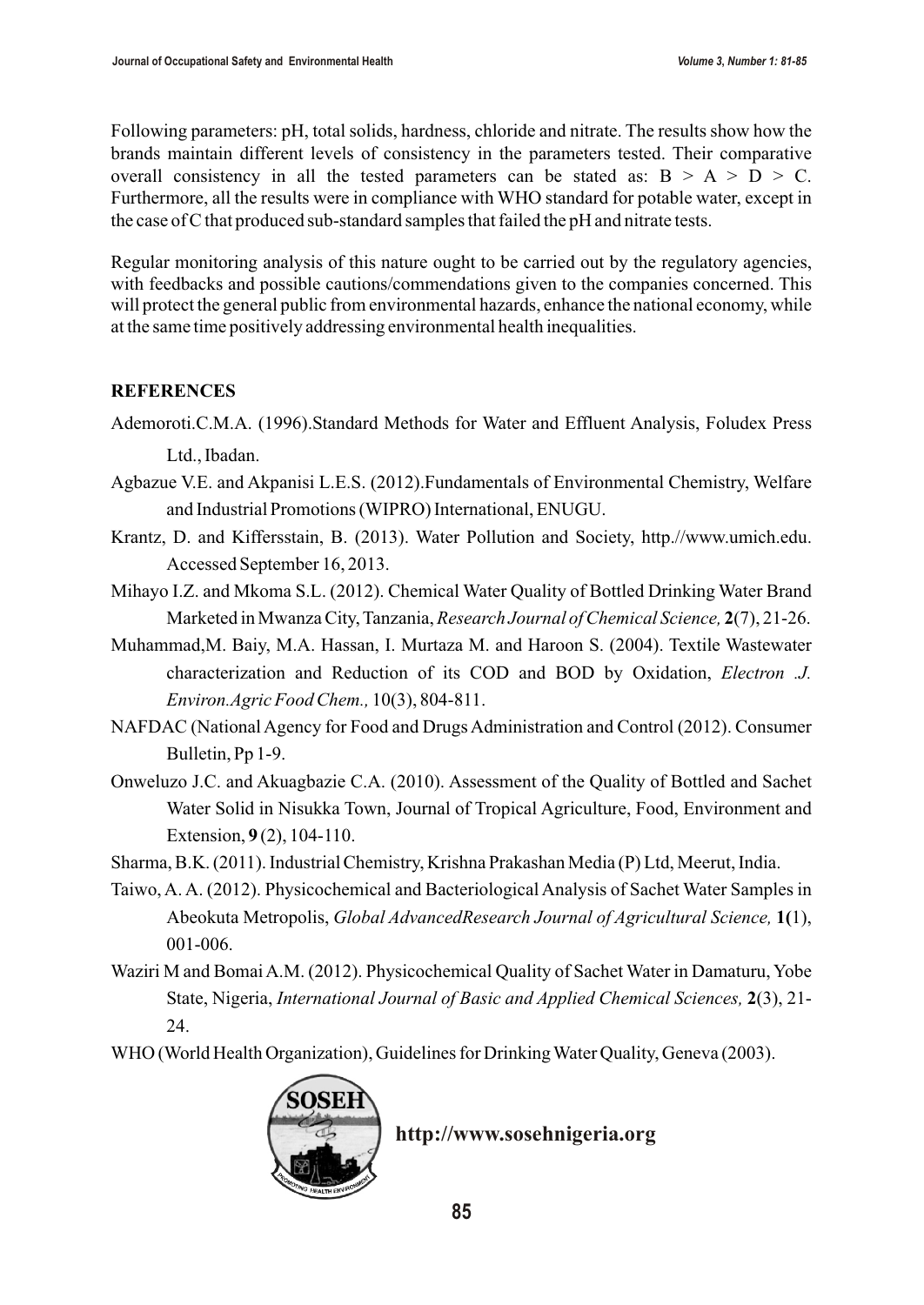Following parameters: pH, total solids, hardness, chloride and nitrate. The results show how the brands maintain different levels of consistency in the parameters tested. Their comparative overall consistency in all the tested parameters can be stated as: B > A > D > C. Furthermore, all the results were in compliance with WHO standard for potable water, except in the case of C that produced sub-standard samples that failed the pH and nitrate tests.

Regular monitoring analysis of this nature ought to be carried out by the regulatory agencies, with feedbacks and possible cautions/commendations given to the companies concerned. This will protect the general public from environmental hazards, enhance the national economy, while at the same time positively addressing environmental health inequalities.

## REFERENCES

Ademoroti.C.M.A. (1996).Standard Methods for Water and Effluent Analysis, Foludex Press Ltd., Ibadan.

Agbazue V.E. and Akpanisi L.E.S. (2012).Fundamentals of Environmental Chemistry, Welfare and Industrial Promotions (WIPRO) International, ENUGU.

Krantz, D. and Kiffersstain, B. (2013). Water Pollution and Society, http.//www.umich.edu. Accessed September 16, 2013.

Mihayo I.Z. and Mkoma S.L. (2012). Chemical Water Quality of Bottled Drinking Water Brand Marketed in Mwanza City, Tanzania, *Research Journal of Chemical Science,* **2**(7), 21-26.

Muhammad,M. Baiy, M.A. Hassan, I. Murtaza M. and Haroon S. (2004). Textile Wastewater characterization and Reduction of its COD and BOD by Oxidation, *Electron .J. Environ.Agric Food Chem.,* 10(3), 804-811.

NAFDAC (National Agency for Food and Drugs Administration and Control (2012). Consumer Bulletin, Pp 1-9.

Onweluzo J.C. and Akuagbazie C.A. (2010). Assessment of the Quality of Bottled and Sachet Water Solid in Nisukka Town, Journal of Tropical Agriculture, Food, Environment and Extension, **9** (2), 104-110.

Sharma, B.K. (2011). Industrial Chemistry, Krishna Prakashan Media (P) Ltd, Meerut, India.

Taiwo, A. A. (2012). Physicochemical and Bacteriological Analysis of Sachet Water Samples in Abeokuta Metropolis, *Global AdvancedResearch Journal of Agricultural Science,* **1**(1), 001-006.

Waziri M and Bomai A.M. (2012). Physicochemical Quality of Sachet Water in Damaturu, Yobe State, Nigeria, *International Journal of Basic and Applied Chemical Sciences,* **2**(3), 21-24.

WHO (World Health Organization), Guidelines for Drinking Water Quality, Geneva (2003).

http://www.sosehnigeria.org